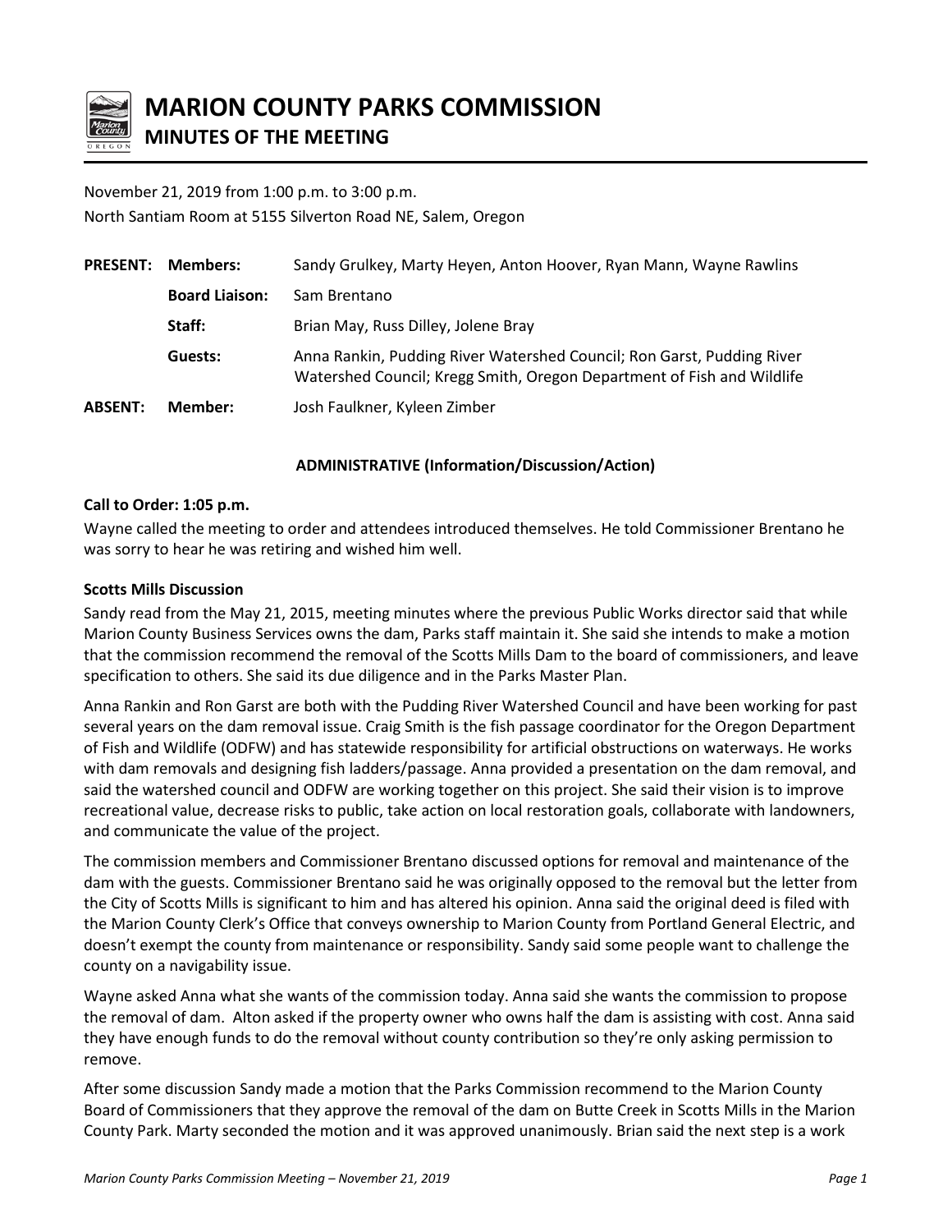# MARION COUNTY PARKS COMMISSION

## MINUTES OF THE MEETING

November 21, 2019 from 1:00 p.m. to 3:00 p.m.
North Santiam Room at 5155 Silverton Road NE, Salem, Oregon

| | | |
|---|---|---|
| **PRESENT:** | **Members:** | Sandy Grulkey, Marty Heyen, Anton Hoover, Ryan Mann, Wayne Rawlins |
| | **Board Liaison:** | Sam Brentano |
| | **Staff:** | Brian May, Russ Dilley, Jolene Bray |
| | **Guests:** | Anna Rankin, Pudding River Watershed Council; Ron Garst, Pudding River Watershed Council; Kregg Smith, Oregon Department of Fish and Wildlife |
| **ABSENT:** | **Member:** | Josh Faulkner, Kyleen Zimber |

**ADMINISTRATIVE (Information/Discussion/Action)**

**Call to Order: 1:05 p.m.**

Wayne called the meeting to order and attendees introduced themselves. He told Commissioner Brentano he was sorry to hear he was retiring and wished him well.

**Scotts Mills Discussion**

Sandy read from the May 21, 2015, meeting minutes where the previous Public Works director said that while Marion County Business Services owns the dam, Parks staff maintain it. She said she intends to make a motion that the commission recommend the removal of the Scotts Mills Dam to the board of commissioners, and leave specification to others. She said its due diligence and in the Parks Master Plan.

Anna Rankin and Ron Garst are both with the Pudding River Watershed Council and have been working for past several years on the dam removal issue. Craig Smith is the fish passage coordinator for the Oregon Department of Fish and Wildlife (ODFW) and has statewide responsibility for artificial obstructions on waterways. He works with dam removals and designing fish ladders/passage. Anna provided a presentation on the dam removal, and said the watershed council and ODFW are working together on this project. She said their vision is to improve recreational value, decrease risks to public, take action on local restoration goals, collaborate with landowners, and communicate the value of the project.

The commission members and Commissioner Brentano discussed options for removal and maintenance of the dam with the guests. Commissioner Brentano said he was originally opposed to the removal but the letter from the City of Scotts Mills is significant to him and has altered his opinion. Anna said the original deed is filed with the Marion County Clerk's Office that conveys ownership to Marion County from Portland General Electric, and doesn't exempt the county from maintenance or responsibility. Sandy said some people want to challenge the county on a navigability issue.

Wayne asked Anna what she wants of the commission today. Anna said she wants the commission to propose the removal of dam. Alton asked if the property owner who owns half the dam is assisting with cost. Anna said they have enough funds to do the removal without county contribution so they're only asking permission to remove.

After some discussion Sandy made a motion that the Parks Commission recommend to the Marion County Board of Commissioners that they approve the removal of the dam on Butte Creek in Scotts Mills in the Marion County Park. Marty seconded the motion and it was approved unanimously. Brian said the next step is a work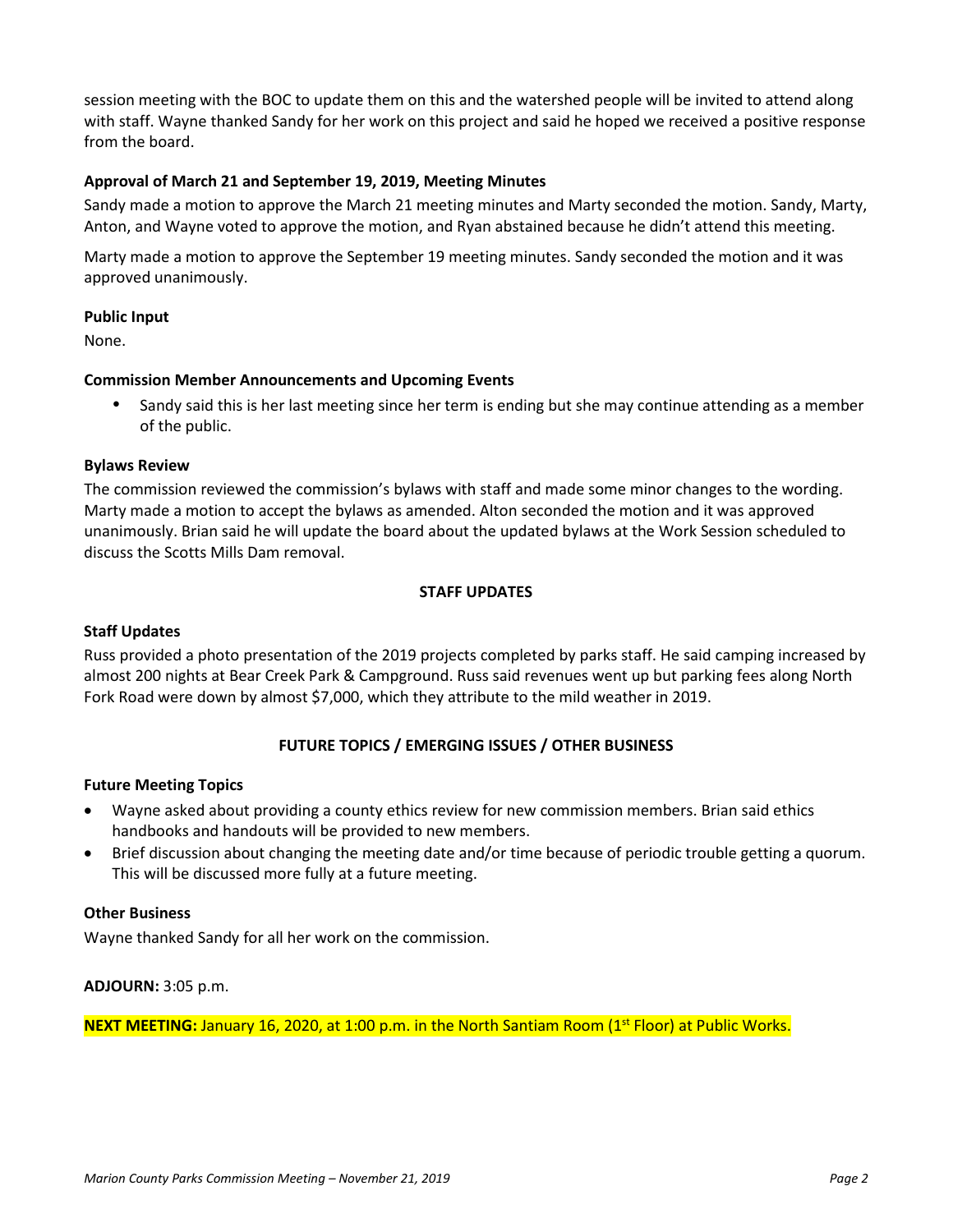session meeting with the BOC to update them on this and the watershed people will be invited to attend along with staff. Wayne thanked Sandy for her work on this project and said he hoped we received a positive response from the board.

**Approval of March 21 and September 19, 2019, Meeting Minutes**

Sandy made a motion to approve the March 21 meeting minutes and Marty seconded the motion. Sandy, Marty, Anton, and Wayne voted to approve the motion, and Ryan abstained because he didn't attend this meeting.

Marty made a motion to approve the September 19 meeting minutes. Sandy seconded the motion and it was approved unanimously.

**Public Input**

None.

**Commission Member Announcements and Upcoming Events**

- Sandy said this is her last meeting since her term is ending but she may continue attending as a member of the public.

**Bylaws Review**

The commission reviewed the commission's bylaws with staff and made some minor changes to the wording. Marty made a motion to accept the bylaws as amended. Alton seconded the motion and it was approved unanimously. Brian said he will update the board about the updated bylaws at the Work Session scheduled to discuss the Scotts Mills Dam removal.

**STAFF UPDATES**

**Staff Updates**

Russ provided a photo presentation of the 2019 projects completed by parks staff. He said camping increased by almost 200 nights at Bear Creek Park & Campground. Russ said revenues went up but parking fees along North Fork Road were down by almost $7,000, which they attribute to the mild weather in 2019.

**FUTURE TOPICS / EMERGING ISSUES / OTHER BUSINESS**

**Future Meeting Topics**

- Wayne asked about providing a county ethics review for new commission members. Brian said ethics handbooks and handouts will be provided to new members.
- Brief discussion about changing the meeting date and/or time because of periodic trouble getting a quorum. This will be discussed more fully at a future meeting.

**Other Business**

Wayne thanked Sandy for all her work on the commission.

**ADJOURN:** 3:05 p.m.

**NEXT MEETING:** January 16, 2020, at 1:00 p.m. in the North Santiam Room (1st Floor) at Public Works.